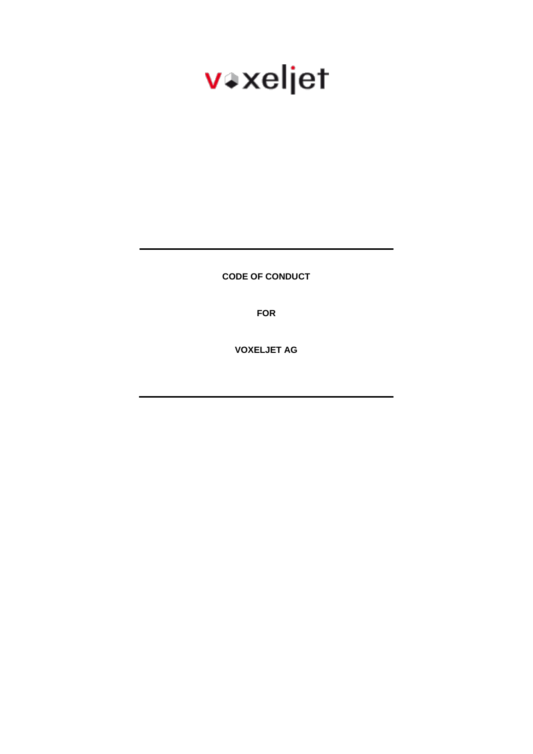voxeljet

---

**CODE OF CONDUCT**

**FOR**

**VOXELJET AG**

---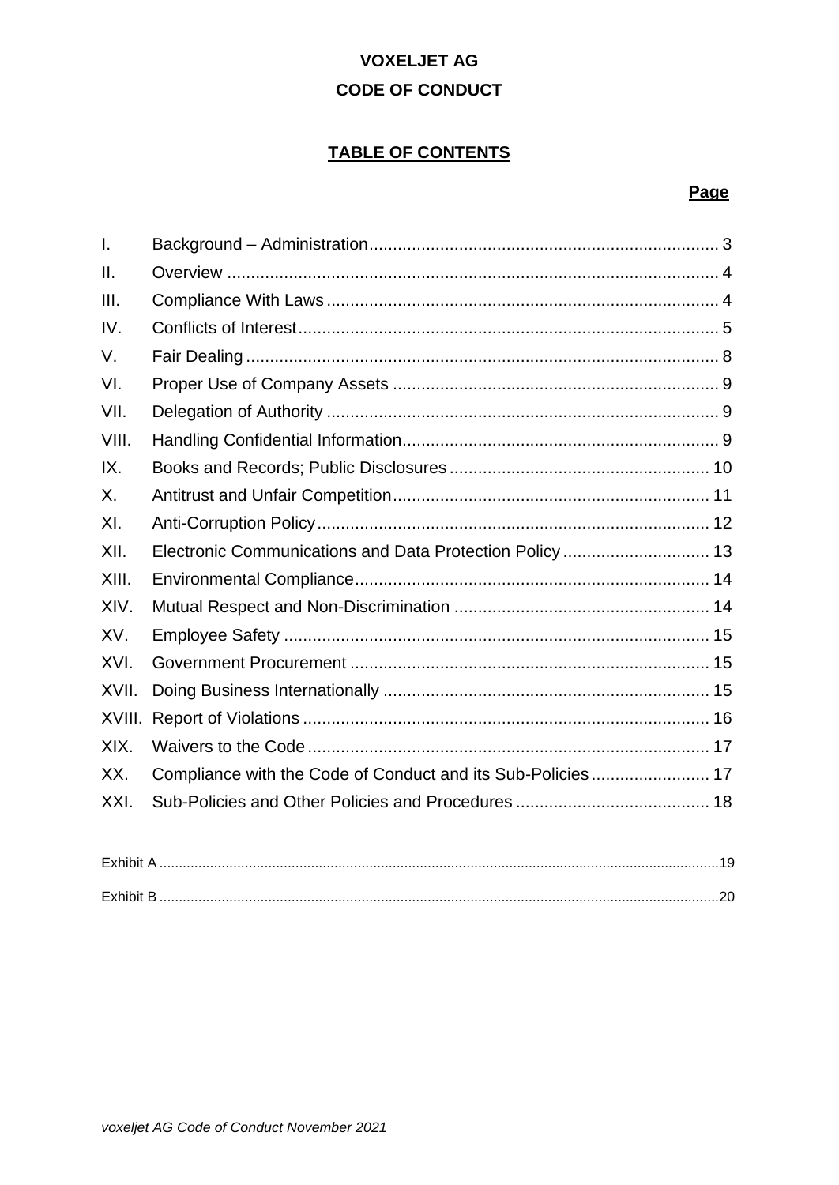**VOXELJET AG**

**CODE OF CONDUCT**

**TABLE OF CONTENTS**

| | | **Page** |
|---|---|---|
| I. | Background – Administration | 3 |
| II. | Overview | 4 |
| III. | Compliance With Laws | 4 |
| IV. | Conflicts of Interest | 5 |
| V. | Fair Dealing | 8 |
| VI. | Proper Use of Company Assets | 9 |
| VII. | Delegation of Authority | 9 |
| VIII. | Handling Confidential Information | 9 |
| IX. | Books and Records; Public Disclosures | 10 |
| X. | Antitrust and Unfair Competition | 11 |
| XI. | Anti-Corruption Policy | 12 |
| XII. | Electronic Communications and Data Protection Policy | 13 |
| XIII. | Environmental Compliance | 14 |
| XIV. | Mutual Respect and Non-Discrimination | 14 |
| XV. | Employee Safety | 15 |
| XVI. | Government Procurement | 15 |
| XVII. | Doing Business Internationally | 15 |
| XVIII. | Report of Violations | 16 |
| XIX. | Waivers to the Code | 17 |
| XX. | Compliance with the Code of Conduct and its Sub-Policies | 17 |
| XXI. | Sub-Policies and Other Policies and Procedures | 18 |

| | |
|---|---|
| Exhibit A | 19 |
| Exhibit B | 20 |

*voxeljet AG Code of Conduct November 2021*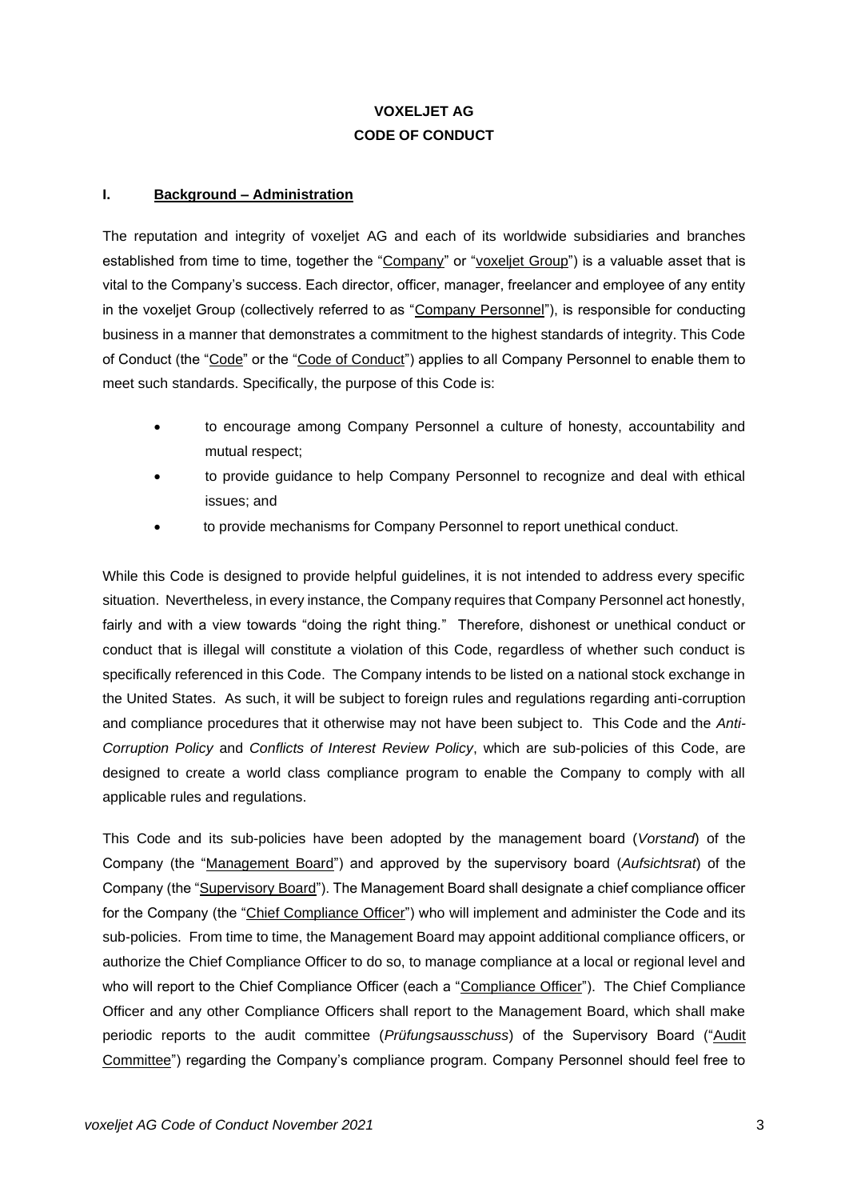# VOXELJET AG
## CODE OF CONDUCT

### I. Background – Administration

The reputation and integrity of voxeljet AG and each of its worldwide subsidiaries and branches established from time to time, together the "Company" or "voxeljet Group") is a valuable asset that is vital to the Company's success. Each director, officer, manager, freelancer and employee of any entity in the voxeljet Group (collectively referred to as "Company Personnel"), is responsible for conducting business in a manner that demonstrates a commitment to the highest standards of integrity. This Code of Conduct (the "Code" or the "Code of Conduct") applies to all Company Personnel to enable them to meet such standards. Specifically, the purpose of this Code is:

- to encourage among Company Personnel a culture of honesty, accountability and mutual respect;
- to provide guidance to help Company Personnel to recognize and deal with ethical issues; and
- to provide mechanisms for Company Personnel to report unethical conduct.

While this Code is designed to provide helpful guidelines, it is not intended to address every specific situation. Nevertheless, in every instance, the Company requires that Company Personnel act honestly, fairly and with a view towards "doing the right thing." Therefore, dishonest or unethical conduct or conduct that is illegal will constitute a violation of this Code, regardless of whether such conduct is specifically referenced in this Code. The Company intends to be listed on a national stock exchange in the United States. As such, it will be subject to foreign rules and regulations regarding anti-corruption and compliance procedures that it otherwise may not have been subject to. This Code and the *Anti-Corruption Policy* and *Conflicts of Interest Review Policy*, which are sub-policies of this Code, are designed to create a world class compliance program to enable the Company to comply with all applicable rules and regulations.

This Code and its sub-policies have been adopted by the management board (*Vorstand*) of the Company (the "Management Board") and approved by the supervisory board (*Aufsichtsrat*) of the Company (the "Supervisory Board"). The Management Board shall designate a chief compliance officer for the Company (the "Chief Compliance Officer") who will implement and administer the Code and its sub-policies. From time to time, the Management Board may appoint additional compliance officers, or authorize the Chief Compliance Officer to do so, to manage compliance at a local or regional level and who will report to the Chief Compliance Officer (each a "Compliance Officer"). The Chief Compliance Officer and any other Compliance Officers shall report to the Management Board, which shall make periodic reports to the audit committee (*Prüfungsausschuss*) of the Supervisory Board ("Audit Committee") regarding the Company's compliance program. Company Personnel should feel free to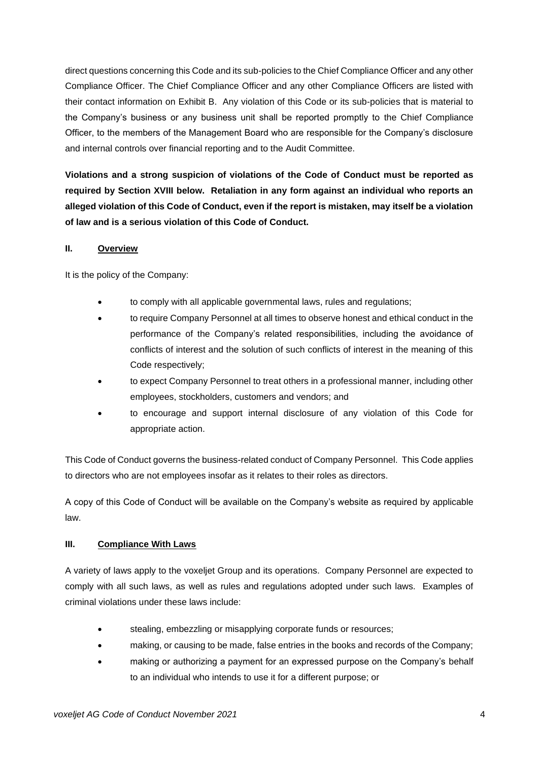direct questions concerning this Code and its sub-policies to the Chief Compliance Officer and any other Compliance Officer. The Chief Compliance Officer and any other Compliance Officers are listed with their contact information on Exhibit B. Any violation of this Code or its sub-policies that is material to the Company's business or any business unit shall be reported promptly to the Chief Compliance Officer, to the members of the Management Board who are responsible for the Company's disclosure and internal controls over financial reporting and to the Audit Committee.

**Violations and a strong suspicion of violations of the Code of Conduct must be reported as required by Section XVIII below. Retaliation in any form against an individual who reports an alleged violation of this Code of Conduct, even if the report is mistaken, may itself be a violation of law and is a serious violation of this Code of Conduct.**

## II. Overview

It is the policy of the Company:

- to comply with all applicable governmental laws, rules and regulations;
- to require Company Personnel at all times to observe honest and ethical conduct in the performance of the Company's related responsibilities, including the avoidance of conflicts of interest and the solution of such conflicts of interest in the meaning of this Code respectively;
- to expect Company Personnel to treat others in a professional manner, including other employees, stockholders, customers and vendors; and
- to encourage and support internal disclosure of any violation of this Code for appropriate action.

This Code of Conduct governs the business-related conduct of Company Personnel. This Code applies to directors who are not employees insofar as it relates to their roles as directors.

A copy of this Code of Conduct will be available on the Company's website as required by applicable law.

## III. Compliance With Laws

A variety of laws apply to the voxeljet Group and its operations. Company Personnel are expected to comply with all such laws, as well as rules and regulations adopted under such laws. Examples of criminal violations under these laws include:

- stealing, embezzling or misapplying corporate funds or resources;
- making, or causing to be made, false entries in the books and records of the Company;
- making or authorizing a payment for an expressed purpose on the Company's behalf to an individual who intends to use it for a different purpose; or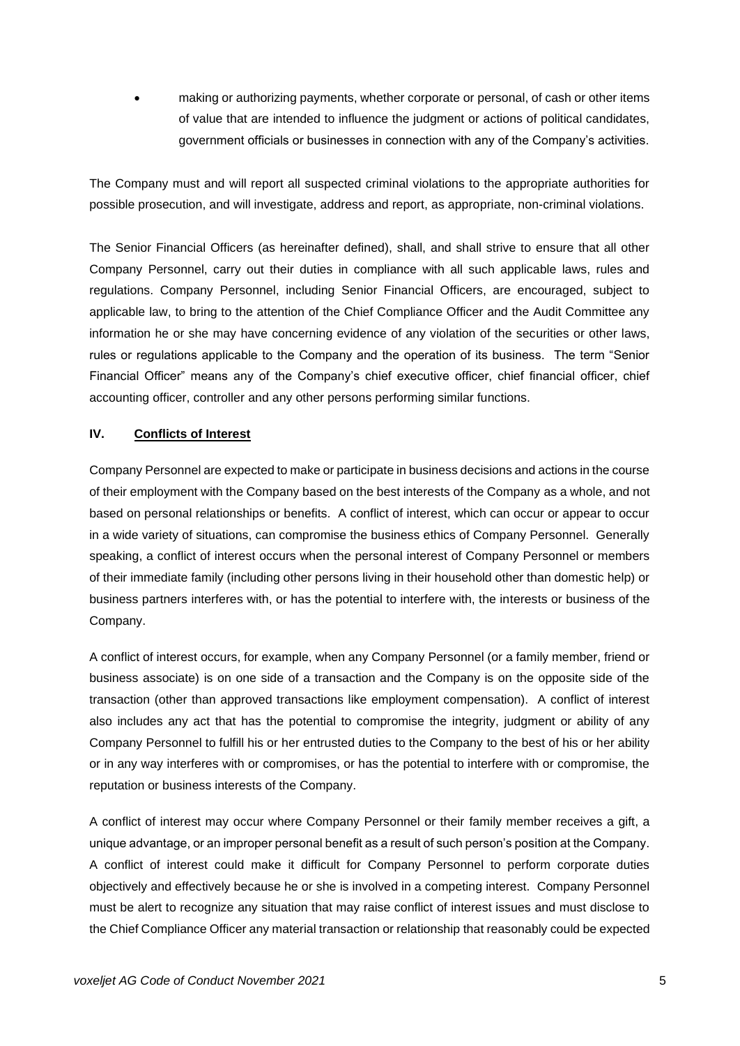- making or authorizing payments, whether corporate or personal, of cash or other items of value that are intended to influence the judgment or actions of political candidates, government officials or businesses in connection with any of the Company's activities.

The Company must and will report all suspected criminal violations to the appropriate authorities for possible prosecution, and will investigate, address and report, as appropriate, non-criminal violations.

The Senior Financial Officers (as hereinafter defined), shall, and shall strive to ensure that all other Company Personnel, carry out their duties in compliance with all such applicable laws, rules and regulations. Company Personnel, including Senior Financial Officers, are encouraged, subject to applicable law, to bring to the attention of the Chief Compliance Officer and the Audit Committee any information he or she may have concerning evidence of any violation of the securities or other laws, rules or regulations applicable to the Company and the operation of its business. The term "Senior Financial Officer" means any of the Company's chief executive officer, chief financial officer, chief accounting officer, controller and any other persons performing similar functions.

## IV. Conflicts of Interest

Company Personnel are expected to make or participate in business decisions and actions in the course of their employment with the Company based on the best interests of the Company as a whole, and not based on personal relationships or benefits. A conflict of interest, which can occur or appear to occur in a wide variety of situations, can compromise the business ethics of Company Personnel. Generally speaking, a conflict of interest occurs when the personal interest of Company Personnel or members of their immediate family (including other persons living in their household other than domestic help) or business partners interferes with, or has the potential to interfere with, the interests or business of the Company.

A conflict of interest occurs, for example, when any Company Personnel (or a family member, friend or business associate) is on one side of a transaction and the Company is on the opposite side of the transaction (other than approved transactions like employment compensation). A conflict of interest also includes any act that has the potential to compromise the integrity, judgment or ability of any Company Personnel to fulfill his or her entrusted duties to the Company to the best of his or her ability or in any way interferes with or compromises, or has the potential to interfere with or compromise, the reputation or business interests of the Company.

A conflict of interest may occur where Company Personnel or their family member receives a gift, a unique advantage, or an improper personal benefit as a result of such person's position at the Company. A conflict of interest could make it difficult for Company Personnel to perform corporate duties objectively and effectively because he or she is involved in a competing interest. Company Personnel must be alert to recognize any situation that may raise conflict of interest issues and must disclose to the Chief Compliance Officer any material transaction or relationship that reasonably could be expected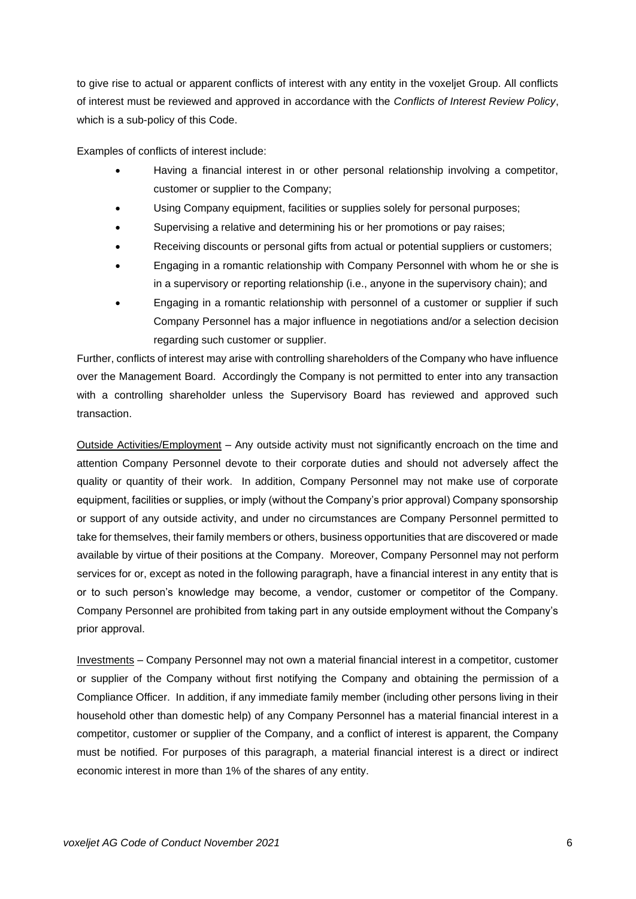to give rise to actual or apparent conflicts of interest with any entity in the voxeljet Group. All conflicts of interest must be reviewed and approved in accordance with the *Conflicts of Interest Review Policy*, which is a sub-policy of this Code.

Examples of conflicts of interest include:

- Having a financial interest in or other personal relationship involving a competitor, customer or supplier to the Company;
- Using Company equipment, facilities or supplies solely for personal purposes;
- Supervising a relative and determining his or her promotions or pay raises;
- Receiving discounts or personal gifts from actual or potential suppliers or customers;
- Engaging in a romantic relationship with Company Personnel with whom he or she is in a supervisory or reporting relationship (i.e., anyone in the supervisory chain); and
- Engaging in a romantic relationship with personnel of a customer or supplier if such Company Personnel has a major influence in negotiations and/or a selection decision regarding such customer or supplier.

Further, conflicts of interest may arise with controlling shareholders of the Company who have influence over the Management Board. Accordingly the Company is not permitted to enter into any transaction with a controlling shareholder unless the Supervisory Board has reviewed and approved such transaction.

<u>Outside Activities/Employment</u> – Any outside activity must not significantly encroach on the time and attention Company Personnel devote to their corporate duties and should not adversely affect the quality or quantity of their work. In addition, Company Personnel may not make use of corporate equipment, facilities or supplies, or imply (without the Company's prior approval) Company sponsorship or support of any outside activity, and under no circumstances are Company Personnel permitted to take for themselves, their family members or others, business opportunities that are discovered or made available by virtue of their positions at the Company. Moreover, Company Personnel may not perform services for or, except as noted in the following paragraph, have a financial interest in any entity that is or to such person's knowledge may become, a vendor, customer or competitor of the Company. Company Personnel are prohibited from taking part in any outside employment without the Company's prior approval.

<u>Investments</u> – Company Personnel may not own a material financial interest in a competitor, customer or supplier of the Company without first notifying the Company and obtaining the permission of a Compliance Officer. In addition, if any immediate family member (including other persons living in their household other than domestic help) of any Company Personnel has a material financial interest in a competitor, customer or supplier of the Company, and a conflict of interest is apparent, the Company must be notified. For purposes of this paragraph, a material financial interest is a direct or indirect economic interest in more than 1% of the shares of any entity.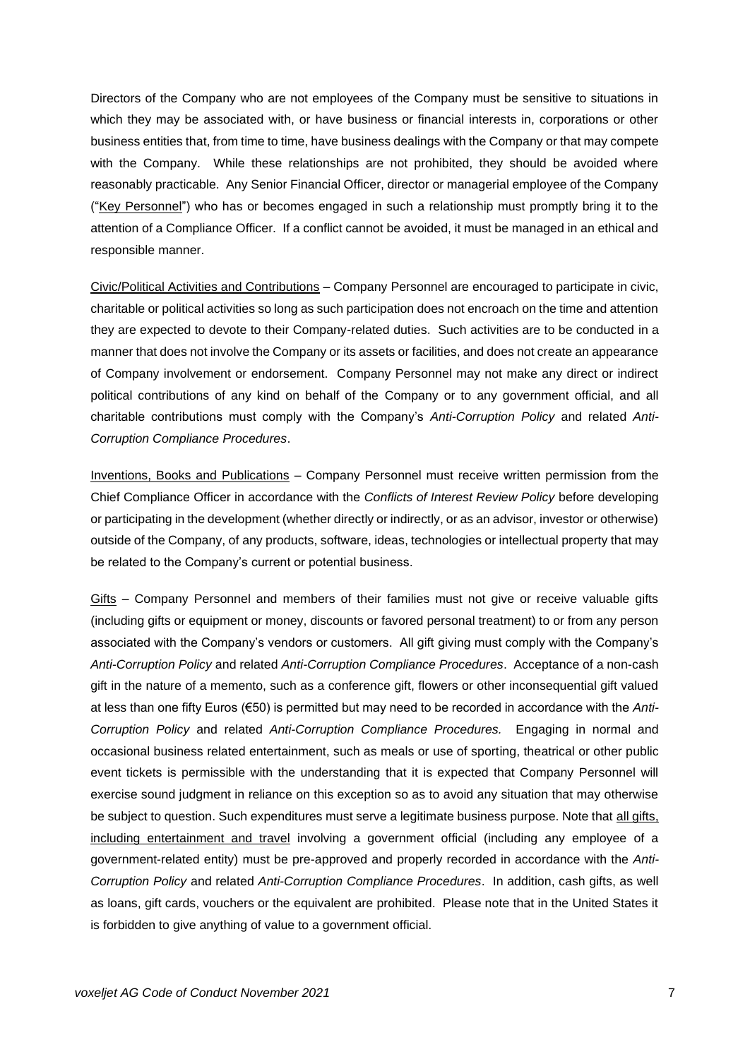Directors of the Company who are not employees of the Company must be sensitive to situations in which they may be associated with, or have business or financial interests in, corporations or other business entities that, from time to time, have business dealings with the Company or that may compete with the Company. While these relationships are not prohibited, they should be avoided where reasonably practicable. Any Senior Financial Officer, director or managerial employee of the Company ("Key Personnel") who has or becomes engaged in such a relationship must promptly bring it to the attention of a Compliance Officer. If a conflict cannot be avoided, it must be managed in an ethical and responsible manner.

Civic/Political Activities and Contributions – Company Personnel are encouraged to participate in civic, charitable or political activities so long as such participation does not encroach on the time and attention they are expected to devote to their Company-related duties. Such activities are to be conducted in a manner that does not involve the Company or its assets or facilities, and does not create an appearance of Company involvement or endorsement. Company Personnel may not make any direct or indirect political contributions of any kind on behalf of the Company or to any government official, and all charitable contributions must comply with the Company's *Anti-Corruption Policy* and related *Anti-Corruption Compliance Procedures*.

Inventions, Books and Publications – Company Personnel must receive written permission from the Chief Compliance Officer in accordance with the *Conflicts of Interest Review Policy* before developing or participating in the development (whether directly or indirectly, or as an advisor, investor or otherwise) outside of the Company, of any products, software, ideas, technologies or intellectual property that may be related to the Company's current or potential business.

Gifts – Company Personnel and members of their families must not give or receive valuable gifts (including gifts or equipment or money, discounts or favored personal treatment) to or from any person associated with the Company's vendors or customers. All gift giving must comply with the Company's *Anti-Corruption Policy* and related *Anti-Corruption Compliance Procedures*. Acceptance of a non-cash gift in the nature of a memento, such as a conference gift, flowers or other inconsequential gift valued at less than one fifty Euros (€50) is permitted but may need to be recorded in accordance with the *Anti-Corruption Policy* and related *Anti-Corruption Compliance Procedures.* Engaging in normal and occasional business related entertainment, such as meals or use of sporting, theatrical or other public event tickets is permissible with the understanding that it is expected that Company Personnel will exercise sound judgment in reliance on this exception so as to avoid any situation that may otherwise be subject to question. Such expenditures must serve a legitimate business purpose. Note that all gifts, including entertainment and travel involving a government official (including any employee of a government-related entity) must be pre-approved and properly recorded in accordance with the *Anti-Corruption Policy* and related *Anti-Corruption Compliance Procedures*. In addition, cash gifts, as well as loans, gift cards, vouchers or the equivalent are prohibited. Please note that in the United States it is forbidden to give anything of value to a government official.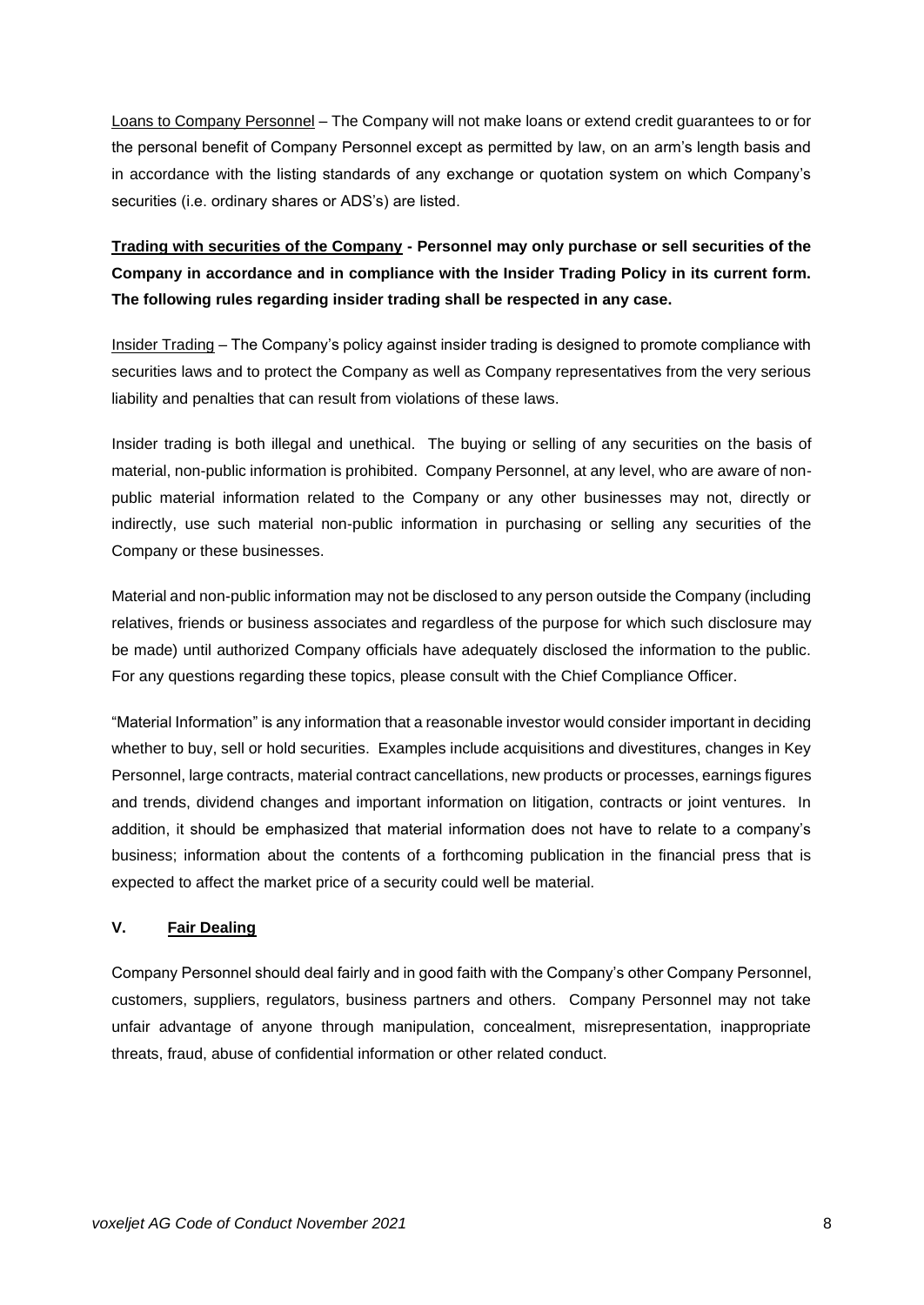<u>Loans to Company Personnel</u> – The Company will not make loans or extend credit guarantees to or for the personal benefit of Company Personnel except as permitted by law, on an arm's length basis and in accordance with the listing standards of any exchange or quotation system on which Company's securities (i.e. ordinary shares or ADS's) are listed.

**<u>Trading with securities of the Company</u> - Personnel may only purchase or sell securities of the Company in accordance and in compliance with the Insider Trading Policy in its current form. The following rules regarding insider trading shall be respected in any case.**

<u>Insider Trading</u> – The Company's policy against insider trading is designed to promote compliance with securities laws and to protect the Company as well as Company representatives from the very serious liability and penalties that can result from violations of these laws.

Insider trading is both illegal and unethical. The buying or selling of any securities on the basis of material, non-public information is prohibited. Company Personnel, at any level, who are aware of non-public material information related to the Company or any other businesses may not, directly or indirectly, use such material non-public information in purchasing or selling any securities of the Company or these businesses.

Material and non-public information may not be disclosed to any person outside the Company (including relatives, friends or business associates and regardless of the purpose for which such disclosure may be made) until authorized Company officials have adequately disclosed the information to the public. For any questions regarding these topics, please consult with the Chief Compliance Officer.

"Material Information" is any information that a reasonable investor would consider important in deciding whether to buy, sell or hold securities. Examples include acquisitions and divestitures, changes in Key Personnel, large contracts, material contract cancellations, new products or processes, earnings figures and trends, dividend changes and important information on litigation, contracts or joint ventures. In addition, it should be emphasized that material information does not have to relate to a company's business; information about the contents of a forthcoming publication in the financial press that is expected to affect the market price of a security could well be material.

## V. <u>Fair Dealing</u>

Company Personnel should deal fairly and in good faith with the Company's other Company Personnel, customers, suppliers, regulators, business partners and others. Company Personnel may not take unfair advantage of anyone through manipulation, concealment, misrepresentation, inappropriate threats, fraud, abuse of confidential information or other related conduct.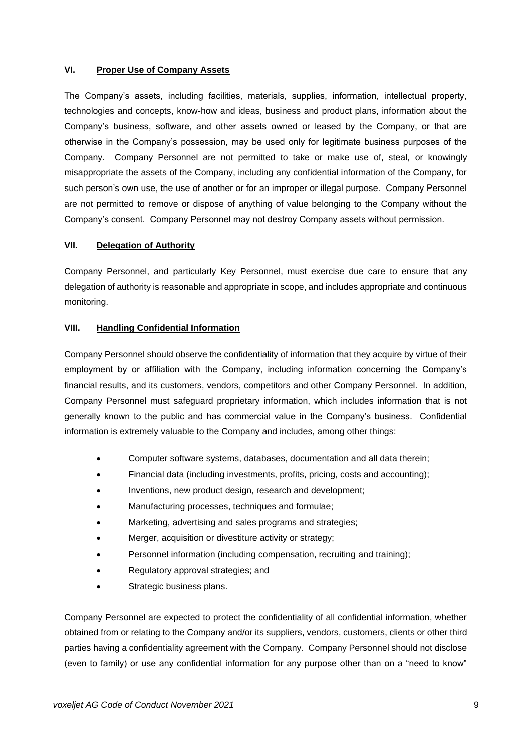## VI. Proper Use of Company Assets

The Company's assets, including facilities, materials, supplies, information, intellectual property, technologies and concepts, know-how and ideas, business and product plans, information about the Company's business, software, and other assets owned or leased by the Company, or that are otherwise in the Company's possession, may be used only for legitimate business purposes of the Company. Company Personnel are not permitted to take or make use of, steal, or knowingly misappropriate the assets of the Company, including any confidential information of the Company, for such person's own use, the use of another or for an improper or illegal purpose. Company Personnel are not permitted to remove or dispose of anything of value belonging to the Company without the Company's consent. Company Personnel may not destroy Company assets without permission.

## VII. Delegation of Authority

Company Personnel, and particularly Key Personnel, must exercise due care to ensure that any delegation of authority is reasonable and appropriate in scope, and includes appropriate and continuous monitoring.

## VIII. Handling Confidential Information

Company Personnel should observe the confidentiality of information that they acquire by virtue of their employment by or affiliation with the Company, including information concerning the Company's financial results, and its customers, vendors, competitors and other Company Personnel. In addition, Company Personnel must safeguard proprietary information, which includes information that is not generally known to the public and has commercial value in the Company's business. Confidential information is extremely valuable to the Company and includes, among other things:

- Computer software systems, databases, documentation and all data therein;
- Financial data (including investments, profits, pricing, costs and accounting);
- Inventions, new product design, research and development;
- Manufacturing processes, techniques and formulae;
- Marketing, advertising and sales programs and strategies;
- Merger, acquisition or divestiture activity or strategy;
- Personnel information (including compensation, recruiting and training);
- Regulatory approval strategies; and
- Strategic business plans.

Company Personnel are expected to protect the confidentiality of all confidential information, whether obtained from or relating to the Company and/or its suppliers, vendors, customers, clients or other third parties having a confidentiality agreement with the Company. Company Personnel should not disclose (even to family) or use any confidential information for any purpose other than on a "need to know"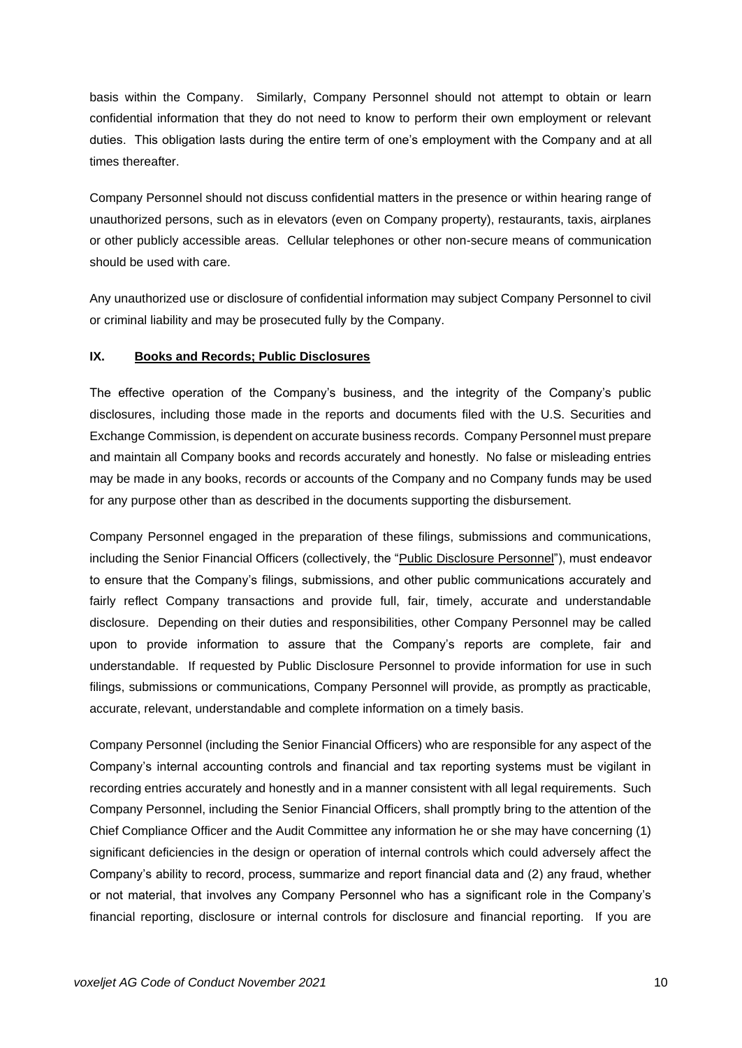basis within the Company. Similarly, Company Personnel should not attempt to obtain or learn confidential information that they do not need to know to perform their own employment or relevant duties. This obligation lasts during the entire term of one's employment with the Company and at all times thereafter.

Company Personnel should not discuss confidential matters in the presence or within hearing range of unauthorized persons, such as in elevators (even on Company property), restaurants, taxis, airplanes or other publicly accessible areas. Cellular telephones or other non-secure means of communication should be used with care.

Any unauthorized use or disclosure of confidential information may subject Company Personnel to civil or criminal liability and may be prosecuted fully by the Company.

## IX. Books and Records; Public Disclosures

The effective operation of the Company's business, and the integrity of the Company's public disclosures, including those made in the reports and documents filed with the U.S. Securities and Exchange Commission, is dependent on accurate business records. Company Personnel must prepare and maintain all Company books and records accurately and honestly. No false or misleading entries may be made in any books, records or accounts of the Company and no Company funds may be used for any purpose other than as described in the documents supporting the disbursement.

Company Personnel engaged in the preparation of these filings, submissions and communications, including the Senior Financial Officers (collectively, the "Public Disclosure Personnel"), must endeavor to ensure that the Company's filings, submissions, and other public communications accurately and fairly reflect Company transactions and provide full, fair, timely, accurate and understandable disclosure. Depending on their duties and responsibilities, other Company Personnel may be called upon to provide information to assure that the Company's reports are complete, fair and understandable. If requested by Public Disclosure Personnel to provide information for use in such filings, submissions or communications, Company Personnel will provide, as promptly as practicable, accurate, relevant, understandable and complete information on a timely basis.

Company Personnel (including the Senior Financial Officers) who are responsible for any aspect of the Company's internal accounting controls and financial and tax reporting systems must be vigilant in recording entries accurately and honestly and in a manner consistent with all legal requirements. Such Company Personnel, including the Senior Financial Officers, shall promptly bring to the attention of the Chief Compliance Officer and the Audit Committee any information he or she may have concerning (1) significant deficiencies in the design or operation of internal controls which could adversely affect the Company's ability to record, process, summarize and report financial data and (2) any fraud, whether or not material, that involves any Company Personnel who has a significant role in the Company's financial reporting, disclosure or internal controls for disclosure and financial reporting. If you are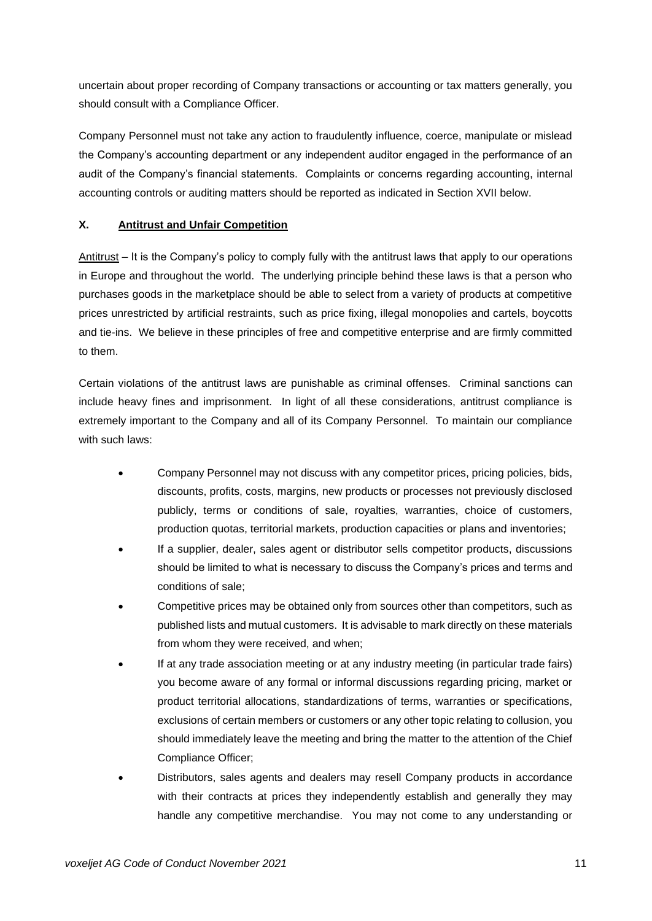uncertain about proper recording of Company transactions or accounting or tax matters generally, you should consult with a Compliance Officer.

Company Personnel must not take any action to fraudulently influence, coerce, manipulate or mislead the Company's accounting department or any independent auditor engaged in the performance of an audit of the Company's financial statements. Complaints or concerns regarding accounting, internal accounting controls or auditing matters should be reported as indicated in Section XVII below.

## X. Antitrust and Unfair Competition

Antitrust – It is the Company's policy to comply fully with the antitrust laws that apply to our operations in Europe and throughout the world. The underlying principle behind these laws is that a person who purchases goods in the marketplace should be able to select from a variety of products at competitive prices unrestricted by artificial restraints, such as price fixing, illegal monopolies and cartels, boycotts and tie-ins. We believe in these principles of free and competitive enterprise and are firmly committed to them.

Certain violations of the antitrust laws are punishable as criminal offenses. Criminal sanctions can include heavy fines and imprisonment. In light of all these considerations, antitrust compliance is extremely important to the Company and all of its Company Personnel. To maintain our compliance with such laws:

- Company Personnel may not discuss with any competitor prices, pricing policies, bids, discounts, profits, costs, margins, new products or processes not previously disclosed publicly, terms or conditions of sale, royalties, warranties, choice of customers, production quotas, territorial markets, production capacities or plans and inventories;
- If a supplier, dealer, sales agent or distributor sells competitor products, discussions should be limited to what is necessary to discuss the Company's prices and terms and conditions of sale;
- Competitive prices may be obtained only from sources other than competitors, such as published lists and mutual customers. It is advisable to mark directly on these materials from whom they were received, and when;
- If at any trade association meeting or at any industry meeting (in particular trade fairs) you become aware of any formal or informal discussions regarding pricing, market or product territorial allocations, standardizations of terms, warranties or specifications, exclusions of certain members or customers or any other topic relating to collusion, you should immediately leave the meeting and bring the matter to the attention of the Chief Compliance Officer;
- Distributors, sales agents and dealers may resell Company products in accordance with their contracts at prices they independently establish and generally they may handle any competitive merchandise. You may not come to any understanding or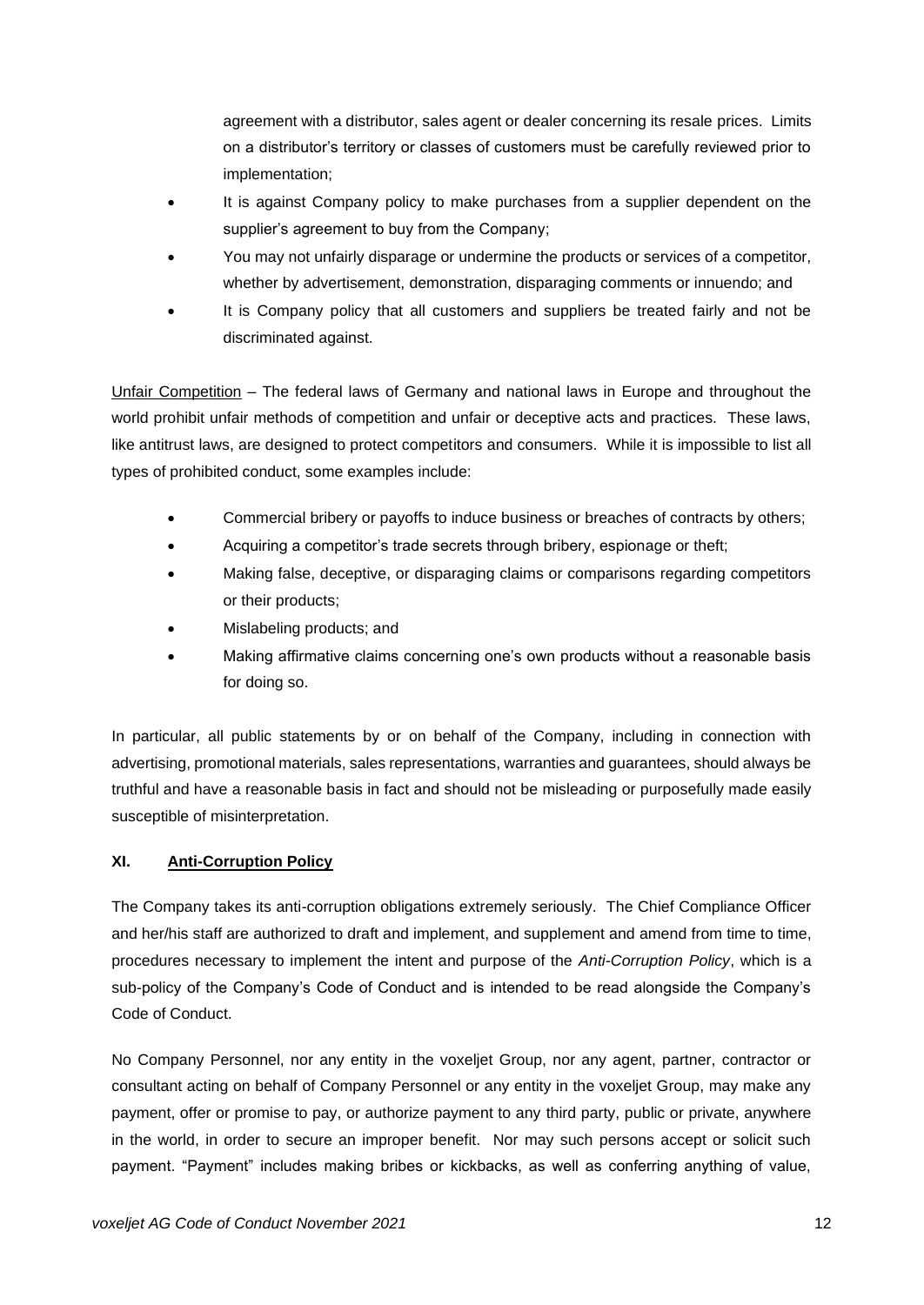agreement with a distributor, sales agent or dealer concerning its resale prices. Limits on a distributor's territory or classes of customers must be carefully reviewed prior to implementation;

- It is against Company policy to make purchases from a supplier dependent on the supplier's agreement to buy from the Company;
- You may not unfairly disparage or undermine the products or services of a competitor, whether by advertisement, demonstration, disparaging comments or innuendo; and
- It is Company policy that all customers and suppliers be treated fairly and not be discriminated against.

Unfair Competition – The federal laws of Germany and national laws in Europe and throughout the world prohibit unfair methods of competition and unfair or deceptive acts and practices. These laws, like antitrust laws, are designed to protect competitors and consumers. While it is impossible to list all types of prohibited conduct, some examples include:

- Commercial bribery or payoffs to induce business or breaches of contracts by others;
- Acquiring a competitor's trade secrets through bribery, espionage or theft;
- Making false, deceptive, or disparaging claims or comparisons regarding competitors or their products;
- Mislabeling products; and
- Making affirmative claims concerning one's own products without a reasonable basis for doing so.

In particular, all public statements by or on behalf of the Company, including in connection with advertising, promotional materials, sales representations, warranties and guarantees, should always be truthful and have a reasonable basis in fact and should not be misleading or purposefully made easily susceptible of misinterpretation.

## XI. Anti-Corruption Policy

The Company takes its anti-corruption obligations extremely seriously. The Chief Compliance Officer and her/his staff are authorized to draft and implement, and supplement and amend from time to time, procedures necessary to implement the intent and purpose of the *Anti-Corruption Policy*, which is a sub-policy of the Company's Code of Conduct and is intended to be read alongside the Company's Code of Conduct.

No Company Personnel, nor any entity in the voxeljet Group, nor any agent, partner, contractor or consultant acting on behalf of Company Personnel or any entity in the voxeljet Group, may make any payment, offer or promise to pay, or authorize payment to any third party, public or private, anywhere in the world, in order to secure an improper benefit. Nor may such persons accept or solicit such payment. "Payment" includes making bribes or kickbacks, as well as conferring anything of value,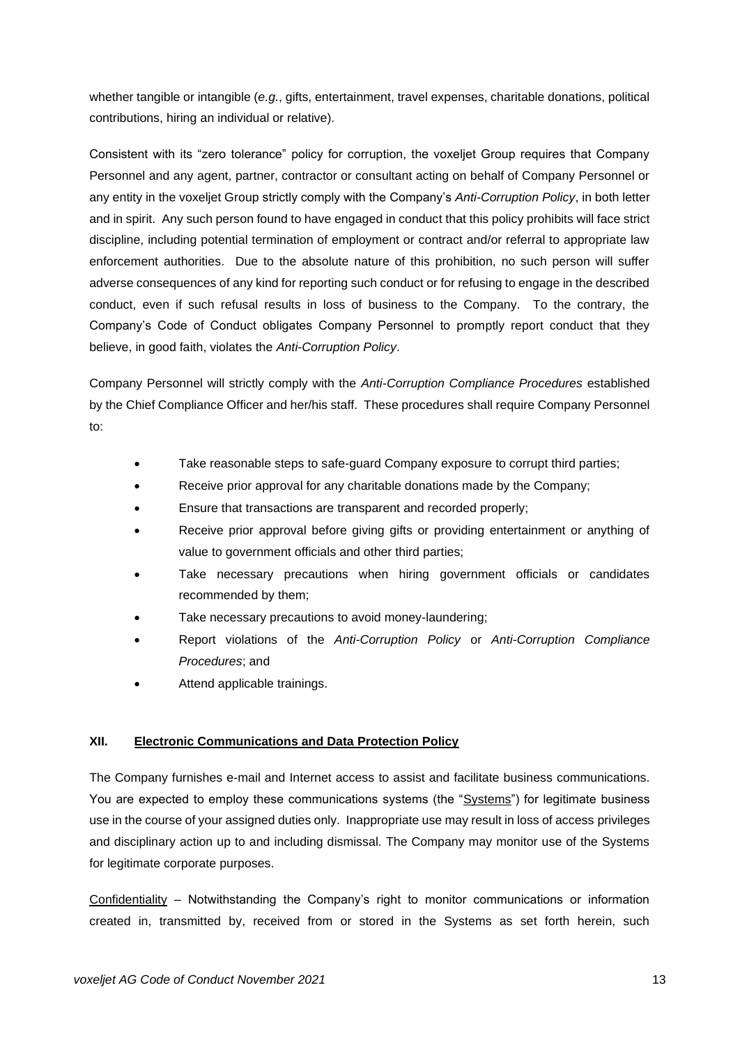whether tangible or intangible (*e.g.*, gifts, entertainment, travel expenses, charitable donations, political contributions, hiring an individual or relative).

Consistent with its "zero tolerance" policy for corruption, the voxeljet Group requires that Company Personnel and any agent, partner, contractor or consultant acting on behalf of Company Personnel or any entity in the voxeljet Group strictly comply with the Company's *Anti-Corruption Policy*, in both letter and in spirit. Any such person found to have engaged in conduct that this policy prohibits will face strict discipline, including potential termination of employment or contract and/or referral to appropriate law enforcement authorities. Due to the absolute nature of this prohibition, no such person will suffer adverse consequences of any kind for reporting such conduct or for refusing to engage in the described conduct, even if such refusal results in loss of business to the Company. To the contrary, the Company's Code of Conduct obligates Company Personnel to promptly report conduct that they believe, in good faith, violates the *Anti-Corruption Policy*.

Company Personnel will strictly comply with the *Anti-Corruption Compliance Procedures* established by the Chief Compliance Officer and her/his staff. These procedures shall require Company Personnel to:

- Take reasonable steps to safe-guard Company exposure to corrupt third parties;
- Receive prior approval for any charitable donations made by the Company;
- Ensure that transactions are transparent and recorded properly;
- Receive prior approval before giving gifts or providing entertainment or anything of value to government officials and other third parties;
- Take necessary precautions when hiring government officials or candidates recommended by them;
- Take necessary precautions to avoid money-laundering;
- Report violations of the *Anti-Corruption Policy* or *Anti-Corruption Compliance Procedures*; and
- Attend applicable trainings.

## XII. Electronic Communications and Data Protection Policy

The Company furnishes e-mail and Internet access to assist and facilitate business communications. You are expected to employ these communications systems (the "Systems") for legitimate business use in the course of your assigned duties only. Inappropriate use may result in loss of access privileges and disciplinary action up to and including dismissal. The Company may monitor use of the Systems for legitimate corporate purposes.

Confidentiality – Notwithstanding the Company's right to monitor communications or information created in, transmitted by, received from or stored in the Systems as set forth herein, such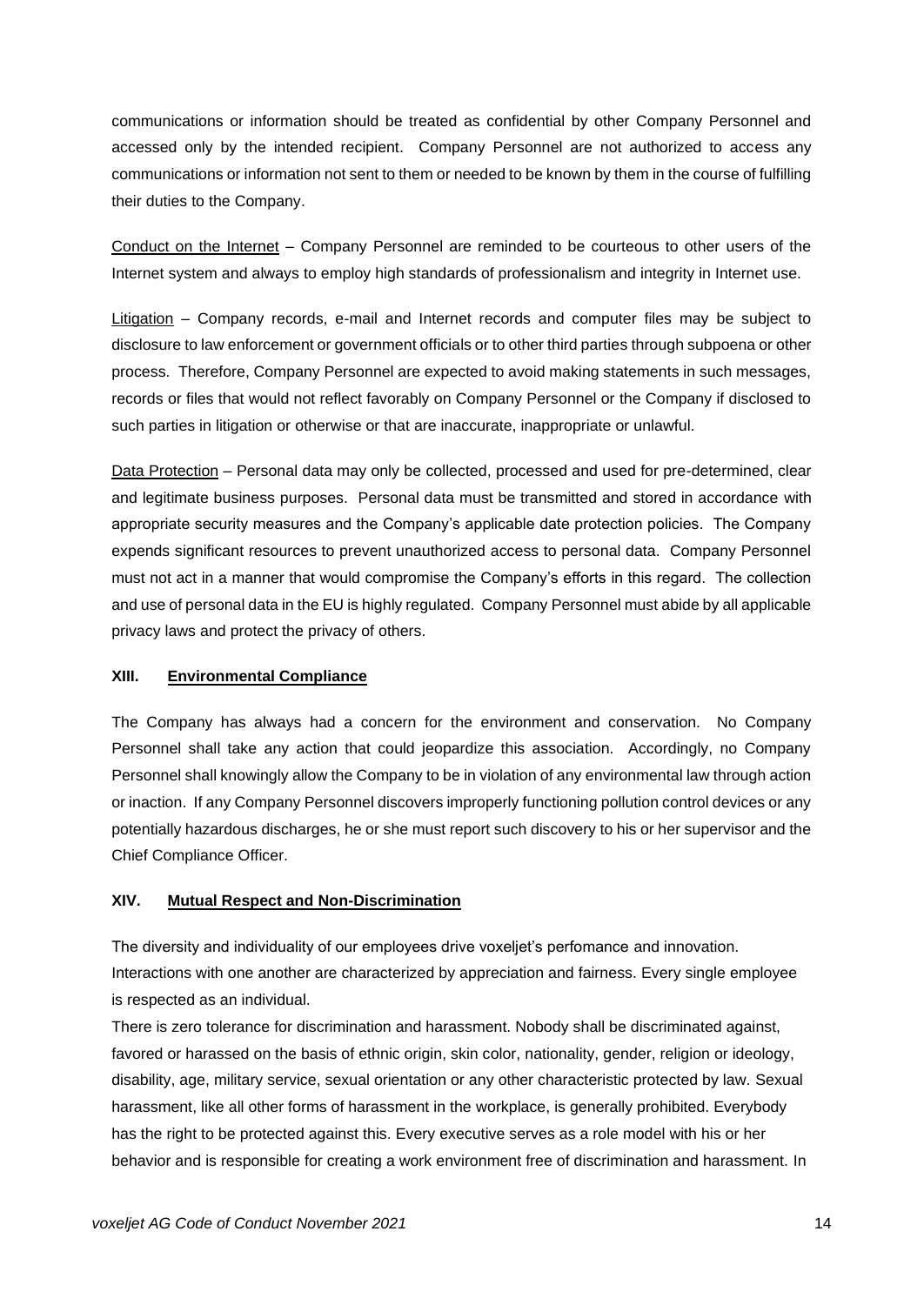communications or information should be treated as confidential by other Company Personnel and accessed only by the intended recipient. Company Personnel are not authorized to access any communications or information not sent to them or needed to be known by them in the course of fulfilling their duties to the Company.

Conduct on the Internet – Company Personnel are reminded to be courteous to other users of the Internet system and always to employ high standards of professionalism and integrity in Internet use.

Litigation – Company records, e-mail and Internet records and computer files may be subject to disclosure to law enforcement or government officials or to other third parties through subpoena or other process. Therefore, Company Personnel are expected to avoid making statements in such messages, records or files that would not reflect favorably on Company Personnel or the Company if disclosed to such parties in litigation or otherwise or that are inaccurate, inappropriate or unlawful.

Data Protection – Personal data may only be collected, processed and used for pre-determined, clear and legitimate business purposes. Personal data must be transmitted and stored in accordance with appropriate security measures and the Company's applicable date protection policies. The Company expends significant resources to prevent unauthorized access to personal data. Company Personnel must not act in a manner that would compromise the Company's efforts in this regard. The collection and use of personal data in the EU is highly regulated. Company Personnel must abide by all applicable privacy laws and protect the privacy of others.

## XIII. Environmental Compliance

The Company has always had a concern for the environment and conservation. No Company Personnel shall take any action that could jeopardize this association. Accordingly, no Company Personnel shall knowingly allow the Company to be in violation of any environmental law through action or inaction. If any Company Personnel discovers improperly functioning pollution control devices or any potentially hazardous discharges, he or she must report such discovery to his or her supervisor and the Chief Compliance Officer.

## XIV. Mutual Respect and Non-Discrimination

The diversity and individuality of our employees drive voxeljet's perfomance and innovation. Interactions with one another are characterized by appreciation and fairness. Every single employee is respected as an individual.

There is zero tolerance for discrimination and harassment. Nobody shall be discriminated against, favored or harassed on the basis of ethnic origin, skin color, nationality, gender, religion or ideology, disability, age, military service, sexual orientation or any other characteristic protected by law. Sexual harassment, like all other forms of harassment in the workplace, is generally prohibited. Everybody has the right to be protected against this. Every executive serves as a role model with his or her behavior and is responsible for creating a work environment free of discrimination and harassment. In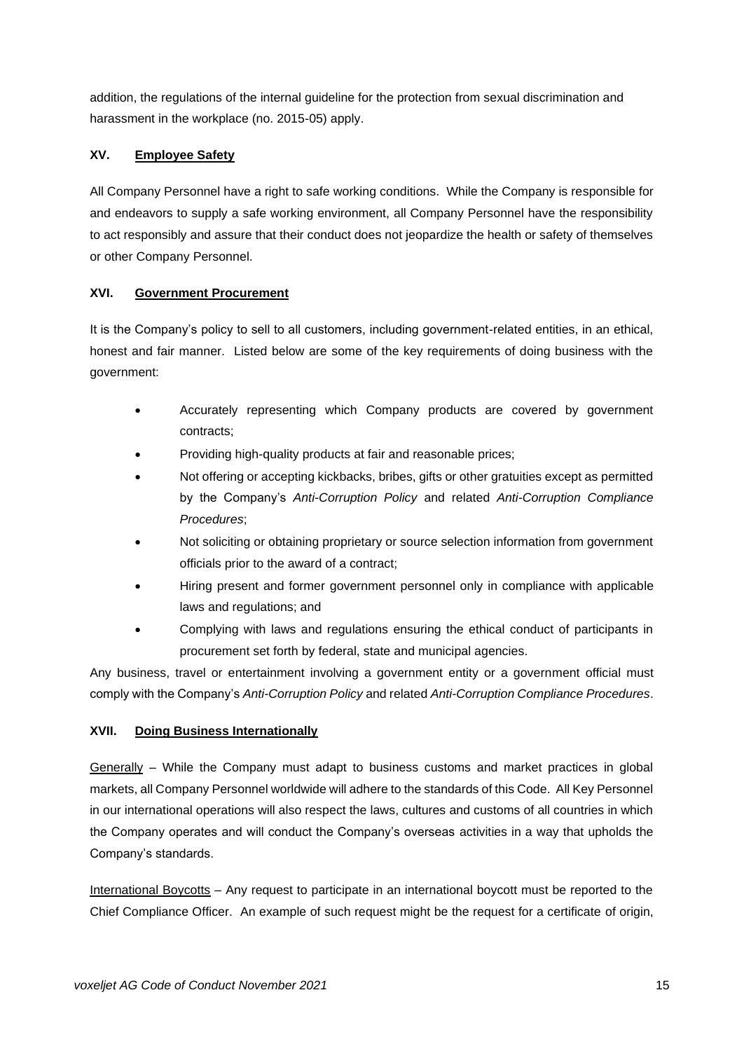addition, the regulations of the internal guideline for the protection from sexual discrimination and harassment in the workplace (no. 2015-05) apply.

## XV. Employee Safety

All Company Personnel have a right to safe working conditions. While the Company is responsible for and endeavors to supply a safe working environment, all Company Personnel have the responsibility to act responsibly and assure that their conduct does not jeopardize the health or safety of themselves or other Company Personnel.

## XVI. Government Procurement

It is the Company's policy to sell to all customers, including government-related entities, in an ethical, honest and fair manner. Listed below are some of the key requirements of doing business with the government:

- Accurately representing which Company products are covered by government contracts;
- Providing high-quality products at fair and reasonable prices;
- Not offering or accepting kickbacks, bribes, gifts or other gratuities except as permitted by the Company's *Anti-Corruption Policy* and related *Anti-Corruption Compliance Procedures*;
- Not soliciting or obtaining proprietary or source selection information from government officials prior to the award of a contract;
- Hiring present and former government personnel only in compliance with applicable laws and regulations; and
- Complying with laws and regulations ensuring the ethical conduct of participants in procurement set forth by federal, state and municipal agencies.

Any business, travel or entertainment involving a government entity or a government official must comply with the Company's *Anti-Corruption Policy* and related *Anti-Corruption Compliance Procedures*.

## XVII. Doing Business Internationally

Generally – While the Company must adapt to business customs and market practices in global markets, all Company Personnel worldwide will adhere to the standards of this Code. All Key Personnel in our international operations will also respect the laws, cultures and customs of all countries in which the Company operates and will conduct the Company's overseas activities in a way that upholds the Company's standards.

International Boycotts – Any request to participate in an international boycott must be reported to the Chief Compliance Officer. An example of such request might be the request for a certificate of origin,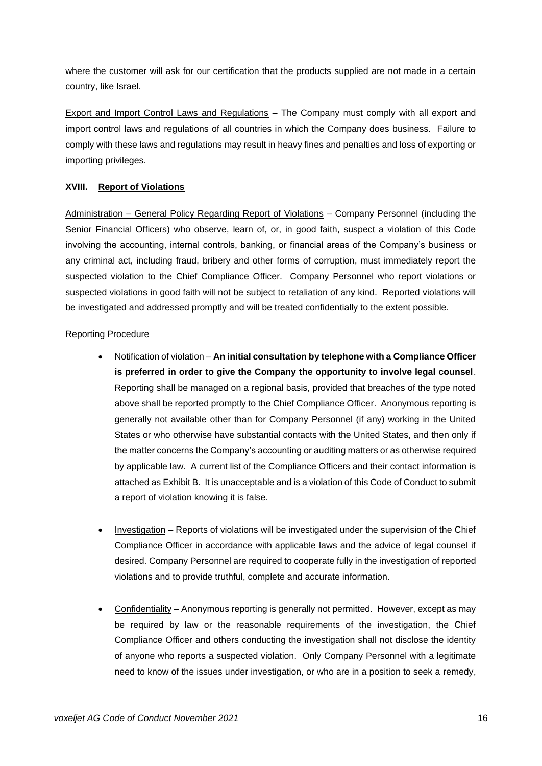where the customer will ask for our certification that the products supplied are not made in a certain country, like Israel.

Export and Import Control Laws and Regulations – The Company must comply with all export and import control laws and regulations of all countries in which the Company does business. Failure to comply with these laws and regulations may result in heavy fines and penalties and loss of exporting or importing privileges.

## XVIII. Report of Violations

Administration – General Policy Regarding Report of Violations – Company Personnel (including the Senior Financial Officers) who observe, learn of, or, in good faith, suspect a violation of this Code involving the accounting, internal controls, banking, or financial areas of the Company's business or any criminal act, including fraud, bribery and other forms of corruption, must immediately report the suspected violation to the Chief Compliance Officer. Company Personnel who report violations or suspected violations in good faith will not be subject to retaliation of any kind. Reported violations will be investigated and addressed promptly and will be treated confidentially to the extent possible.

Reporting Procedure

- Notification of violation – **An initial consultation by telephone with a Compliance Officer is preferred in order to give the Company the opportunity to involve legal counsel**. Reporting shall be managed on a regional basis, provided that breaches of the type noted above shall be reported promptly to the Chief Compliance Officer. Anonymous reporting is generally not available other than for Company Personnel (if any) working in the United States or who otherwise have substantial contacts with the United States, and then only if the matter concerns the Company's accounting or auditing matters or as otherwise required by applicable law. A current list of the Compliance Officers and their contact information is attached as Exhibit B. It is unacceptable and is a violation of this Code of Conduct to submit a report of violation knowing it is false.

- Investigation – Reports of violations will be investigated under the supervision of the Chief Compliance Officer in accordance with applicable laws and the advice of legal counsel if desired. Company Personnel are required to cooperate fully in the investigation of reported violations and to provide truthful, complete and accurate information.

- Confidentiality – Anonymous reporting is generally not permitted. However, except as may be required by law or the reasonable requirements of the investigation, the Chief Compliance Officer and others conducting the investigation shall not disclose the identity of anyone who reports a suspected violation. Only Company Personnel with a legitimate need to know of the issues under investigation, or who are in a position to seek a remedy,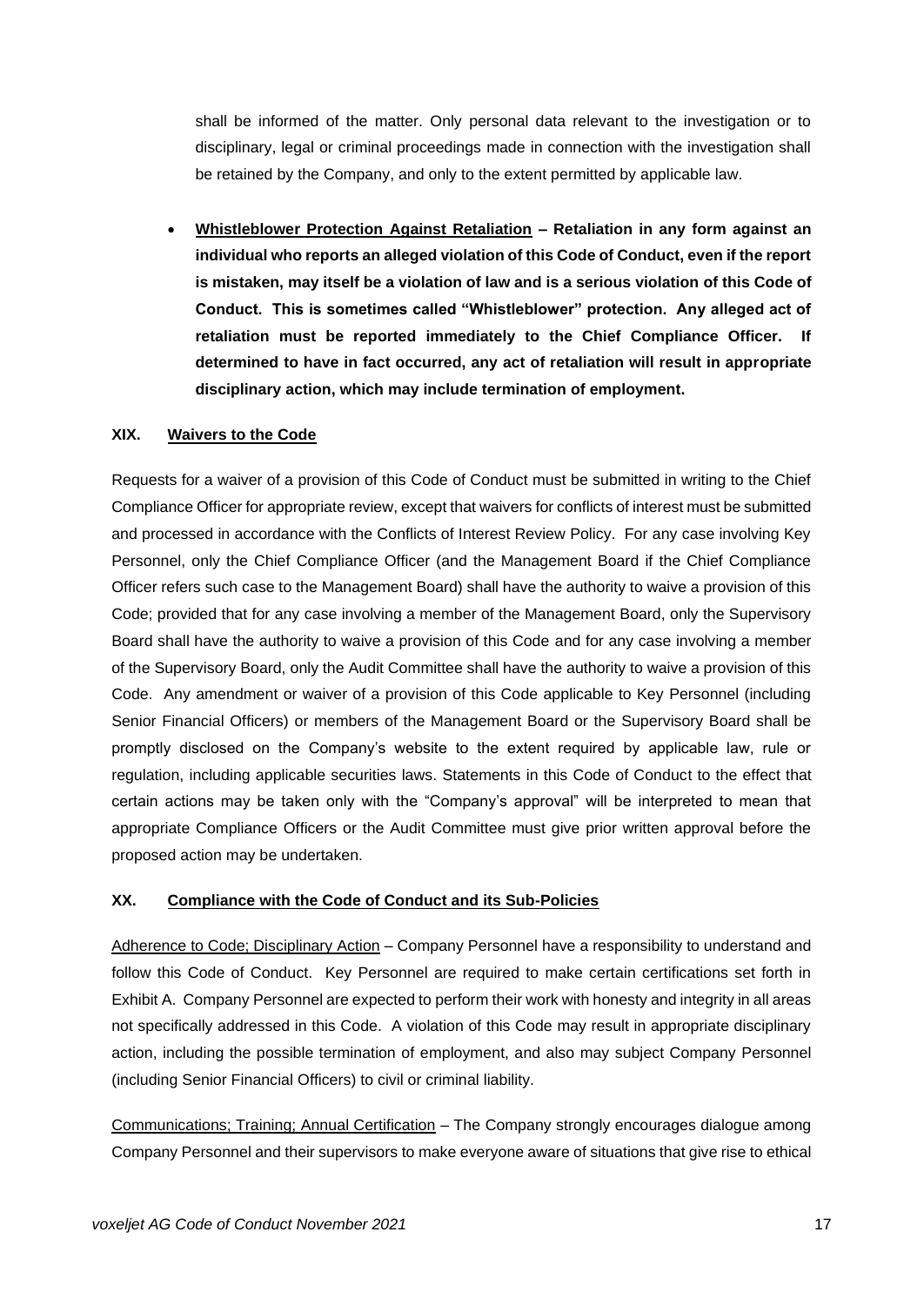shall be informed of the matter. Only personal data relevant to the investigation or to disciplinary, legal or criminal proceedings made in connection with the investigation shall be retained by the Company, and only to the extent permitted by applicable law.

- **Whistleblower Protection Against Retaliation – Retaliation in any form against an individual who reports an alleged violation of this Code of Conduct, even if the report is mistaken, may itself be a violation of law and is a serious violation of this Code of Conduct. This is sometimes called "Whistleblower" protection. Any alleged act of retaliation must be reported immediately to the Chief Compliance Officer. If determined to have in fact occurred, any act of retaliation will result in appropriate disciplinary action, which may include termination of employment.**

## XIX. Waivers to the Code

Requests for a waiver of a provision of this Code of Conduct must be submitted in writing to the Chief Compliance Officer for appropriate review, except that waivers for conflicts of interest must be submitted and processed in accordance with the Conflicts of Interest Review Policy. For any case involving Key Personnel, only the Chief Compliance Officer (and the Management Board if the Chief Compliance Officer refers such case to the Management Board) shall have the authority to waive a provision of this Code; provided that for any case involving a member of the Management Board, only the Supervisory Board shall have the authority to waive a provision of this Code and for any case involving a member of the Supervisory Board, only the Audit Committee shall have the authority to waive a provision of this Code. Any amendment or waiver of a provision of this Code applicable to Key Personnel (including Senior Financial Officers) or members of the Management Board or the Supervisory Board shall be promptly disclosed on the Company's website to the extent required by applicable law, rule or regulation, including applicable securities laws. Statements in this Code of Conduct to the effect that certain actions may be taken only with the "Company's approval" will be interpreted to mean that appropriate Compliance Officers or the Audit Committee must give prior written approval before the proposed action may be undertaken.

## XX. Compliance with the Code of Conduct and its Sub-Policies

Adherence to Code; Disciplinary Action – Company Personnel have a responsibility to understand and follow this Code of Conduct. Key Personnel are required to make certain certifications set forth in Exhibit A. Company Personnel are expected to perform their work with honesty and integrity in all areas not specifically addressed in this Code. A violation of this Code may result in appropriate disciplinary action, including the possible termination of employment, and also may subject Company Personnel (including Senior Financial Officers) to civil or criminal liability.

Communications; Training; Annual Certification – The Company strongly encourages dialogue among Company Personnel and their supervisors to make everyone aware of situations that give rise to ethical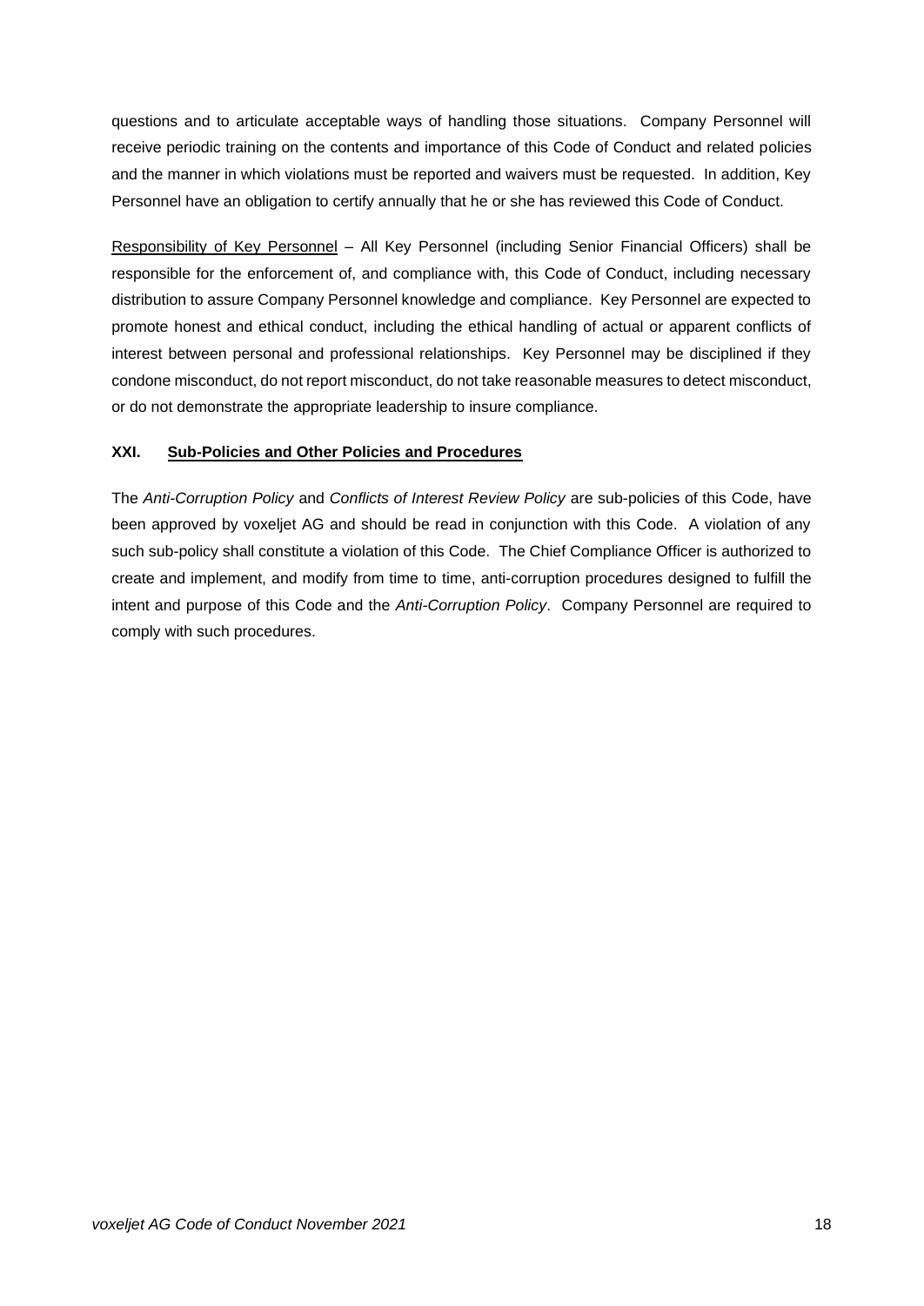questions and to articulate acceptable ways of handling those situations. Company Personnel will receive periodic training on the contents and importance of this Code of Conduct and related policies and the manner in which violations must be reported and waivers must be requested. In addition, Key Personnel have an obligation to certify annually that he or she has reviewed this Code of Conduct.

Responsibility of Key Personnel – All Key Personnel (including Senior Financial Officers) shall be responsible for the enforcement of, and compliance with, this Code of Conduct, including necessary distribution to assure Company Personnel knowledge and compliance. Key Personnel are expected to promote honest and ethical conduct, including the ethical handling of actual or apparent conflicts of interest between personal and professional relationships. Key Personnel may be disciplined if they condone misconduct, do not report misconduct, do not take reasonable measures to detect misconduct, or do not demonstrate the appropriate leadership to insure compliance.

## XXI. Sub-Policies and Other Policies and Procedures

The *Anti-Corruption Policy* and *Conflicts of Interest Review Policy* are sub-policies of this Code, have been approved by voxeljet AG and should be read in conjunction with this Code. A violation of any such sub-policy shall constitute a violation of this Code. The Chief Compliance Officer is authorized to create and implement, and modify from time to time, anti-corruption procedures designed to fulfill the intent and purpose of this Code and the *Anti-Corruption Policy*. Company Personnel are required to comply with such procedures.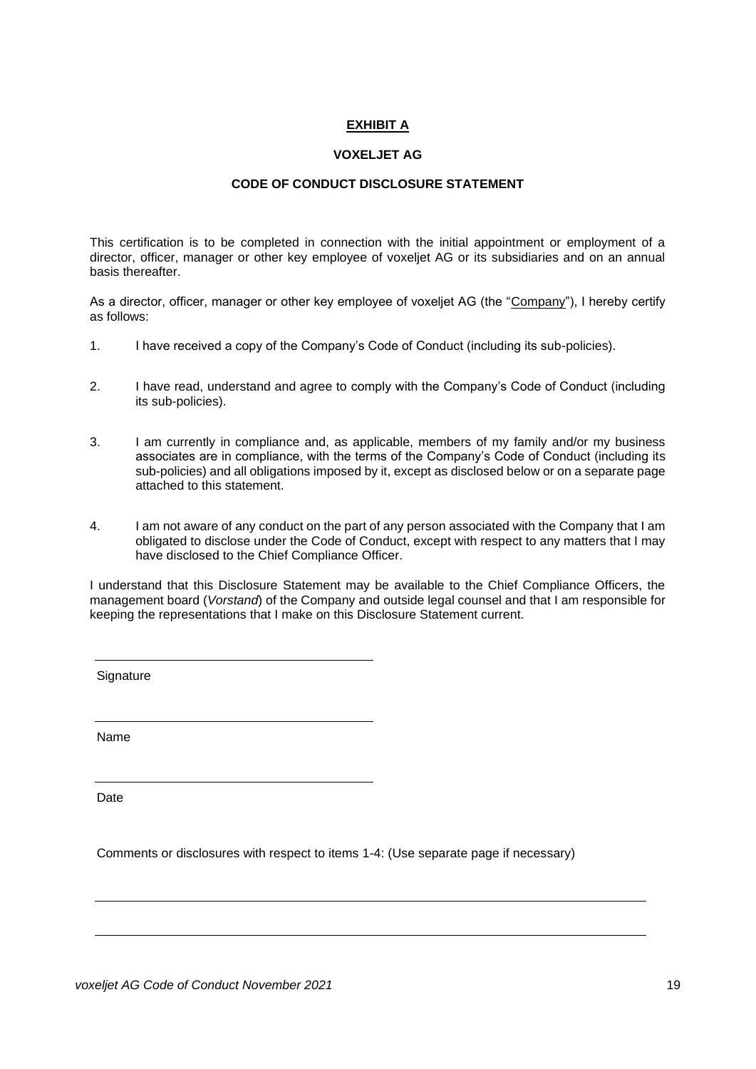**EXHIBIT A**

**VOXELJET AG**

**CODE OF CONDUCT DISCLOSURE STATEMENT**

This certification is to be completed in connection with the initial appointment or employment of a director, officer, manager or other key employee of voxeljet AG or its subsidiaries and on an annual basis thereafter.

As a director, officer, manager or other key employee of voxeljet AG (the "Company"), I hereby certify as follows:

1. I have received a copy of the Company's Code of Conduct (including its sub-policies).

2. I have read, understand and agree to comply with the Company's Code of Conduct (including its sub-policies).

3. I am currently in compliance and, as applicable, members of my family and/or my business associates are in compliance, with the terms of the Company's Code of Conduct (including its sub-policies) and all obligations imposed by it, except as disclosed below or on a separate page attached to this statement.

4. I am not aware of any conduct on the part of any person associated with the Company that I am obligated to disclose under the Code of Conduct, except with respect to any matters that I may have disclosed to the Chief Compliance Officer.

I understand that this Disclosure Statement may be available to the Chief Compliance Officers, the management board (*Vorstand*) of the Company and outside legal counsel and that I am responsible for keeping the representations that I make on this Disclosure Statement current.

\_\_\_\_\_\_\_\_\_\_\_\_\_\_\_\_\_\_\_\_\_\_\_\_\_\_\_\_\_\_\_\_\_\_\_\_\_\_

Signature

\_\_\_\_\_\_\_\_\_\_\_\_\_\_\_\_\_\_\_\_\_\_\_\_\_\_\_\_\_\_\_\_\_\_\_\_\_\_

Name

\_\_\_\_\_\_\_\_\_\_\_\_\_\_\_\_\_\_\_\_\_\_\_\_\_\_\_\_\_\_\_\_\_\_\_\_\_\_

Date

Comments or disclosures with respect to items 1-4: (Use separate page if necessary)

\_\_\_\_\_\_\_\_\_\_\_\_\_\_\_\_\_\_\_\_\_\_\_\_\_\_\_\_\_\_\_\_\_\_\_\_\_\_\_\_\_\_\_\_\_\_\_\_\_\_\_\_\_\_\_\_\_\_\_\_\_\_\_\_\_\_\_\_\_\_\_\_\_\_\_\_

\_\_\_\_\_\_\_\_\_\_\_\_\_\_\_\_\_\_\_\_\_\_\_\_\_\_\_\_\_\_\_\_\_\_\_\_\_\_\_\_\_\_\_\_\_\_\_\_\_\_\_\_\_\_\_\_\_\_\_\_\_\_\_\_\_\_\_\_\_\_\_\_\_\_\_\_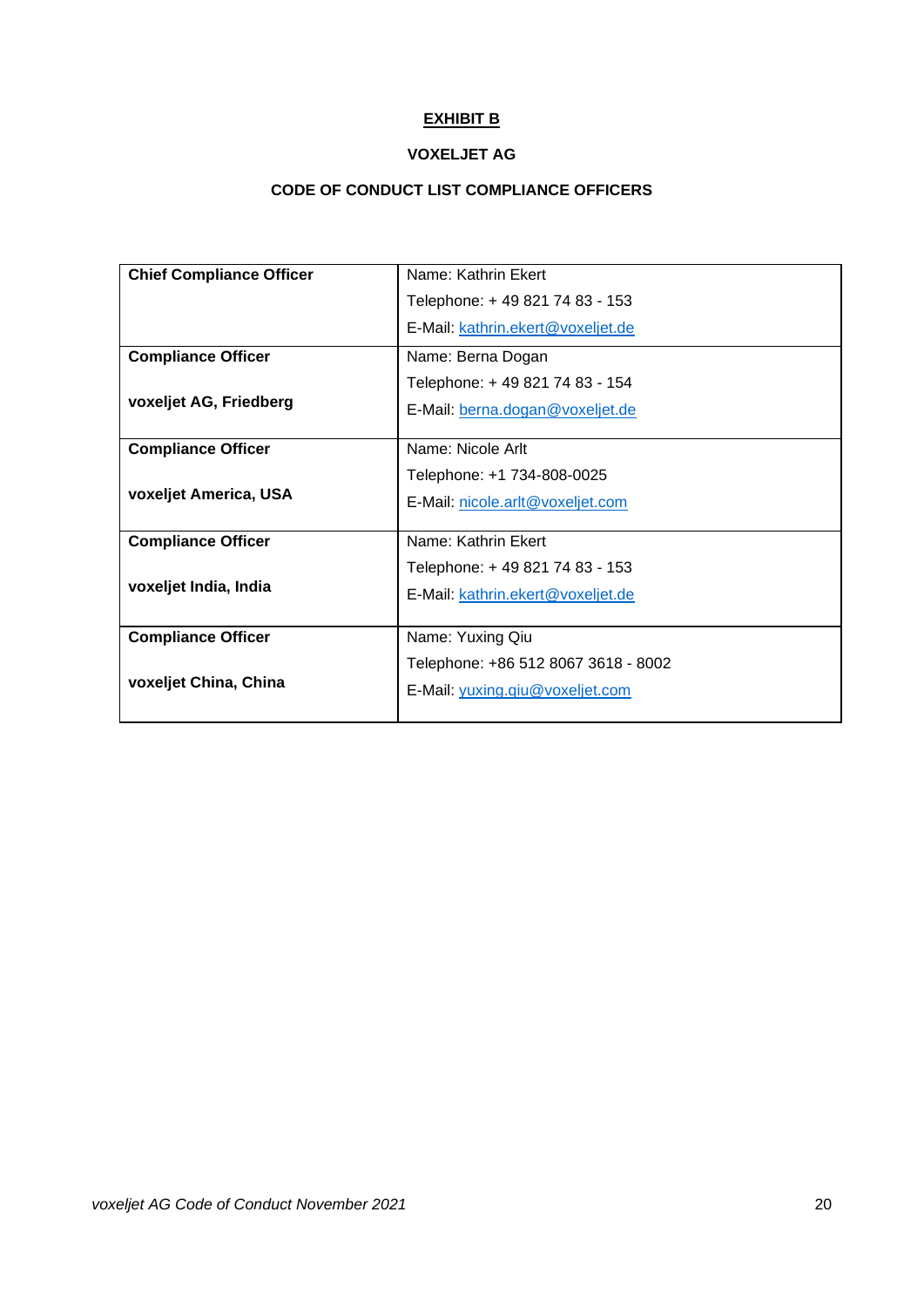**EXHIBIT B**

**VOXELJET AG**

**CODE OF CONDUCT LIST COMPLIANCE OFFICERS**

| | |
|---|---|
| **Chief Compliance Officer** | Name: Kathrin Ekert<br>Telephone: + 49 821 74 83 - 153<br>E-Mail: kathrin.ekert@voxeljet.de |
| **Compliance Officer**<br><br>**voxeljet AG, Friedberg** | Name: Berna Dogan<br>Telephone: + 49 821 74 83 - 154<br>E-Mail: berna.dogan@voxeljet.de |
| **Compliance Officer**<br><br>**voxeljet America, USA** | Name: Nicole Arlt<br>Telephone: +1 734-808-0025<br>E-Mail: nicole.arlt@voxeljet.com |
| **Compliance Officer**<br><br>**voxeljet India, India** | Name: Kathrin Ekert<br>Telephone: + 49 821 74 83 - 153<br>E-Mail: kathrin.ekert@voxeljet.de |
| **Compliance Officer**<br><br>**voxeljet China, China** | Name: Yuxing Qiu<br>Telephone: +86 512 8067 3618 - 8002<br>E-Mail: yuxing.qiu@voxeljet.com |

*voxeljet AG Code of Conduct November 2021*